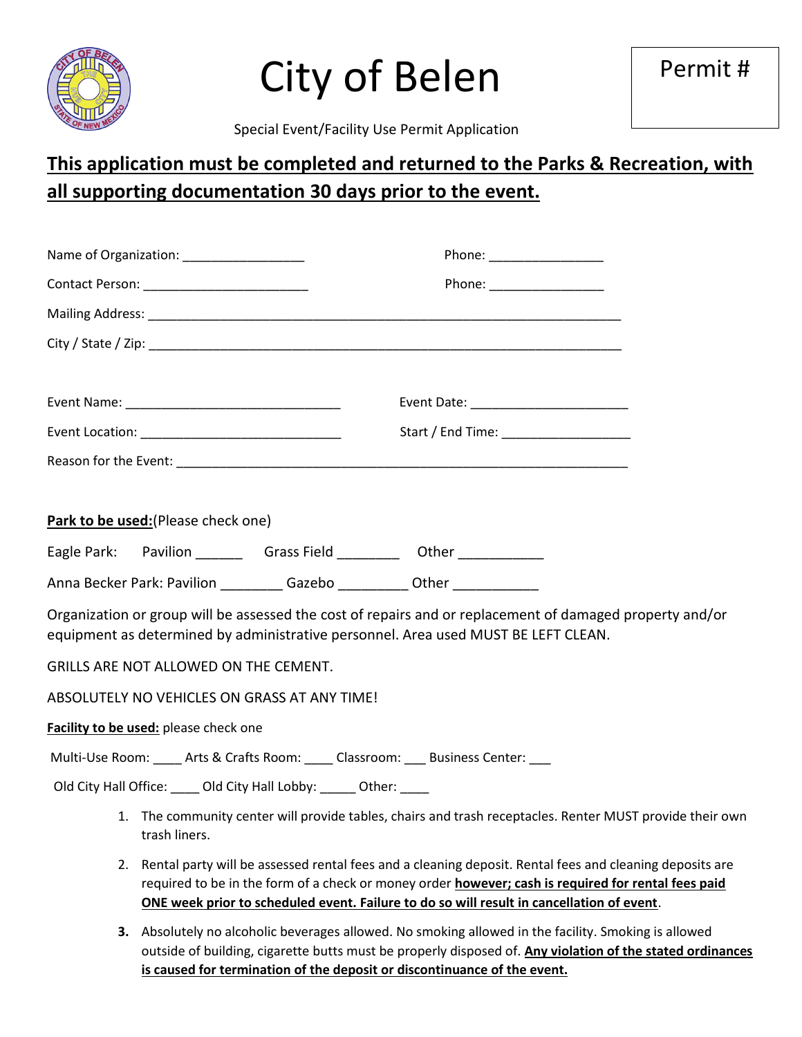# City of Belen

Permit #

Special Event/Facility Use Permit Application

**This application must be completed and returned to the Parks & Recreation, with all supporting documentation 30 days prior to the event.**

Name of Organization: _________________ Phone: ________________

Contact Person: _______________________ Phone: ________________

Mailing Address: ______________________________________________________________________

City / State / Zip: ______________________________________________________________________

Event Name: _______________________________ Event Date: ______________________

Event Location: ____________________________ Start / End Time: __________________

Reason for the Event: _________________________________________________________________

**Park to be used:**(Please check one)

Eagle Park: Pavilion ______ Grass Field ________ Other ___________

Anna Becker Park: Pavilion ________ Gazebo _________ Other ___________

Organization or group will be assessed the cost of repairs and or replacement of damaged property and/or equipment as determined by administrative personnel. Area used MUST BE LEFT CLEAN.

GRILLS ARE NOT ALLOWED ON THE CEMENT.

ABSOLUTELY NO VEHICLES ON GRASS AT ANY TIME!

**Facility to be used:** please check one

Multi-Use Room: ____ Arts & Crafts Room: ____ Classroom: ___ Business Center: ___

Old City Hall Office: ____ Old City Hall Lobby: _____ Other: ____

1. The community center will provide tables, chairs and trash receptacles. Renter MUST provide their own trash liners.
2. Rental party will be assessed rental fees and a cleaning deposit. Rental fees and cleaning deposits are required to be in the form of a check or money order **however; cash is required for rental fees paid ONE week prior to scheduled event. Failure to do so will result in cancellation of event**.
3. Absolutely no alcoholic beverages allowed. No smoking allowed in the facility. Smoking is allowed outside of building, cigarette butts must be properly disposed of. **Any violation of the stated ordinances is caused for termination of the deposit or discontinuance of the event.**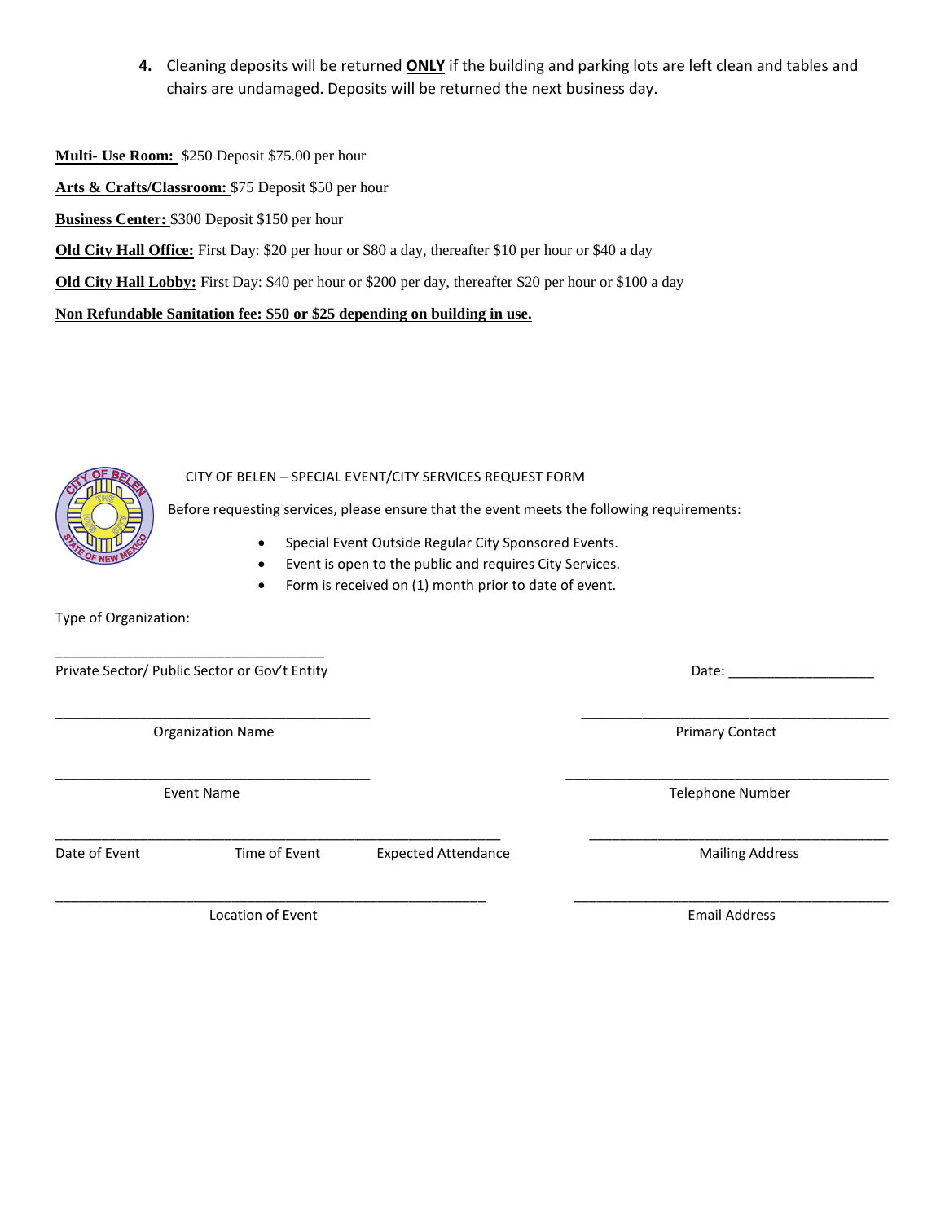4. Cleaning deposits will be returned **ONLY** if the building and parking lots are left clean and tables and chairs are undamaged. Deposits will be returned the next business day.

**Multi- Use Room:** $250 Deposit $75.00 per hour

**Arts & Crafts/Classroom:** $75 Deposit $50 per hour

**Business Center:** $300 Deposit $150 per hour

**Old City Hall Office:** First Day: $20 per hour or $80 a day, thereafter $10 per hour or $40 a day

**Old City Hall Lobby:** First Day: $40 per hour or $200 per day, thereafter $20 per hour or $100 a day

**Non Refundable Sanitation fee: $50 or $25 depending on building in use.**

CITY OF BELEN – SPECIAL EVENT/CITY SERVICES REQUEST FORM

Before requesting services, please ensure that the event meets the following requirements:

- Special Event Outside Regular City Sponsored Events.
- Event is open to the public and requires City Services.
- Form is received on (1) month prior to date of event.

Type of Organization:

___________________________________

Private Sector/ Public Sector or Gov't Entity

Date: ____________________

_________________________________________

Organization Name

_________________________________________

Primary Contact

_________________________________________

Event Name

_________________________________________

Telephone Number

__________________________________________________________

Date of Event Time of Event Expected Attendance

_________________________________________

Mailing Address

__________________________________________________________

Location of Event

_________________________________________

Email Address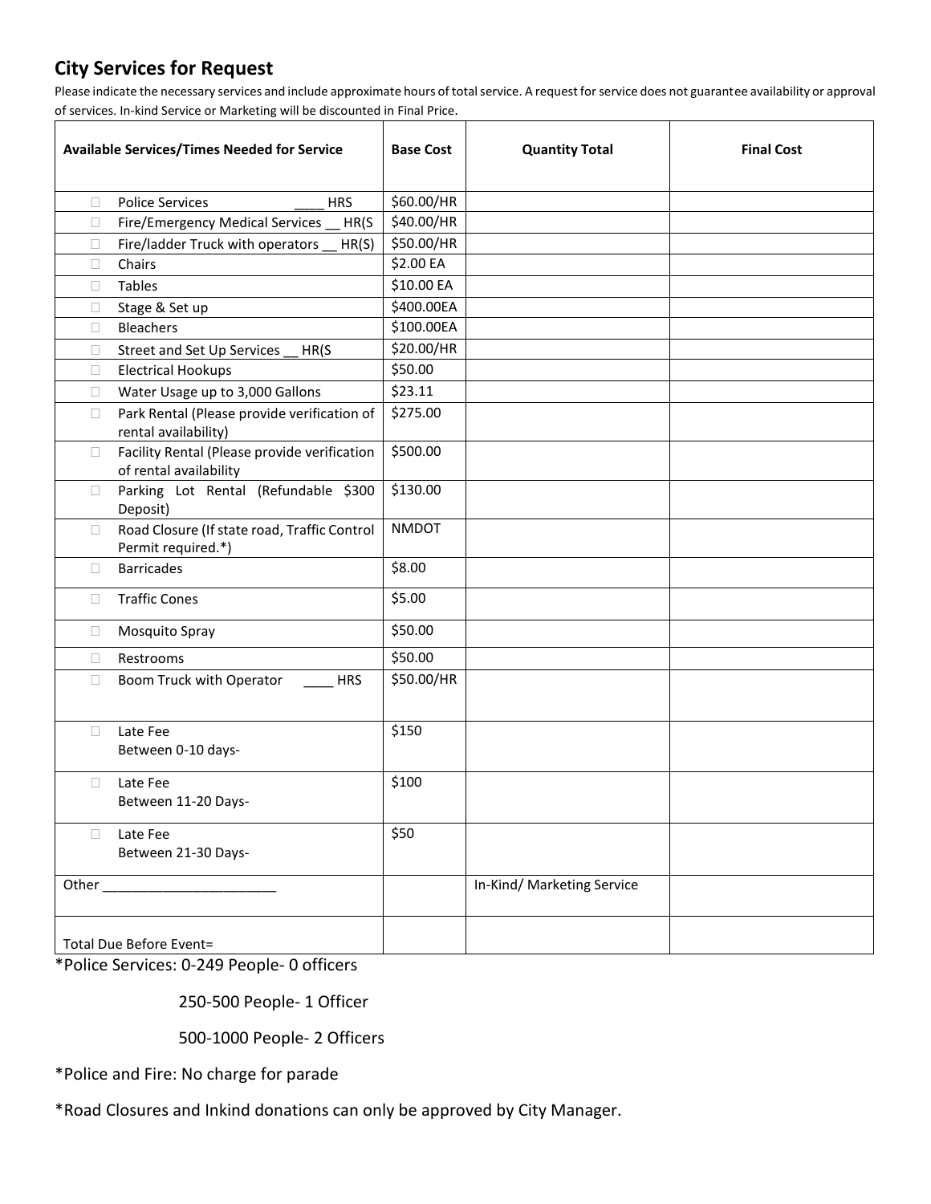## City Services for Request

Please indicate the necessary services and include approximate hours of total service. A request for service does not guarantee availability or approval of services. In-kind Service or Marketing will be discounted in Final Price.

| Available Services/Times Needed for Service | Base Cost | Quantity Total | Final Cost |
|---|---|---|---|
| ☐ Police Services ____ HRS | $60.00/HR | | |
| ☐ Fire/Emergency Medical Services __ HR(S | $40.00/HR | | |
| ☐ Fire/ladder Truck with operators __ HR(S) | $50.00/HR | | |
| ☐ Chairs | $2.00 EA | | |
| ☐ Tables | $10.00 EA | | |
| ☐ Stage & Set up | $400.00EA | | |
| ☐ Bleachers | $100.00EA | | |
| ☐ Street and Set Up Services __ HR(S | $20.00/HR | | |
| ☐ Electrical Hookups | $50.00 | | |
| ☐ Water Usage up to 3,000 Gallons | $23.11 | | |
| ☐ Park Rental (Please provide verification of rental availability) | $275.00 | | |
| ☐ Facility Rental (Please provide verification of rental availability | $500.00 | | |
| ☐ Parking Lot Rental (Refundable $300 Deposit) | $130.00 | | |
| ☐ Road Closure (If state road, Traffic Control Permit required.*) | NMDOT | | |
| ☐ Barricades | $8.00 | | |
| ☐ Traffic Cones | $5.00 | | |
| ☐ Mosquito Spray | $50.00 | | |
| ☐ Restrooms | $50.00 | | |
| ☐ Boom Truck with Operator ____ HRS | $50.00/HR | | |
| ☐ Late Fee Between 0-10 days- | $150 | | |
| ☐ Late Fee Between 11-20 Days- | $100 | | |
| ☐ Late Fee Between 21-30 Days- | $50 | | |
| Other ______________________ | | In-Kind/ Marketing Service | |
| Total Due Before Event= | | | |

*Police Services: 0-249 People- 0 officers

250-500 People- 1 Officer

500-1000 People- 2 Officers

*Police and Fire: No charge for parade

*Road Closures and Inkind donations can only be approved by City Manager.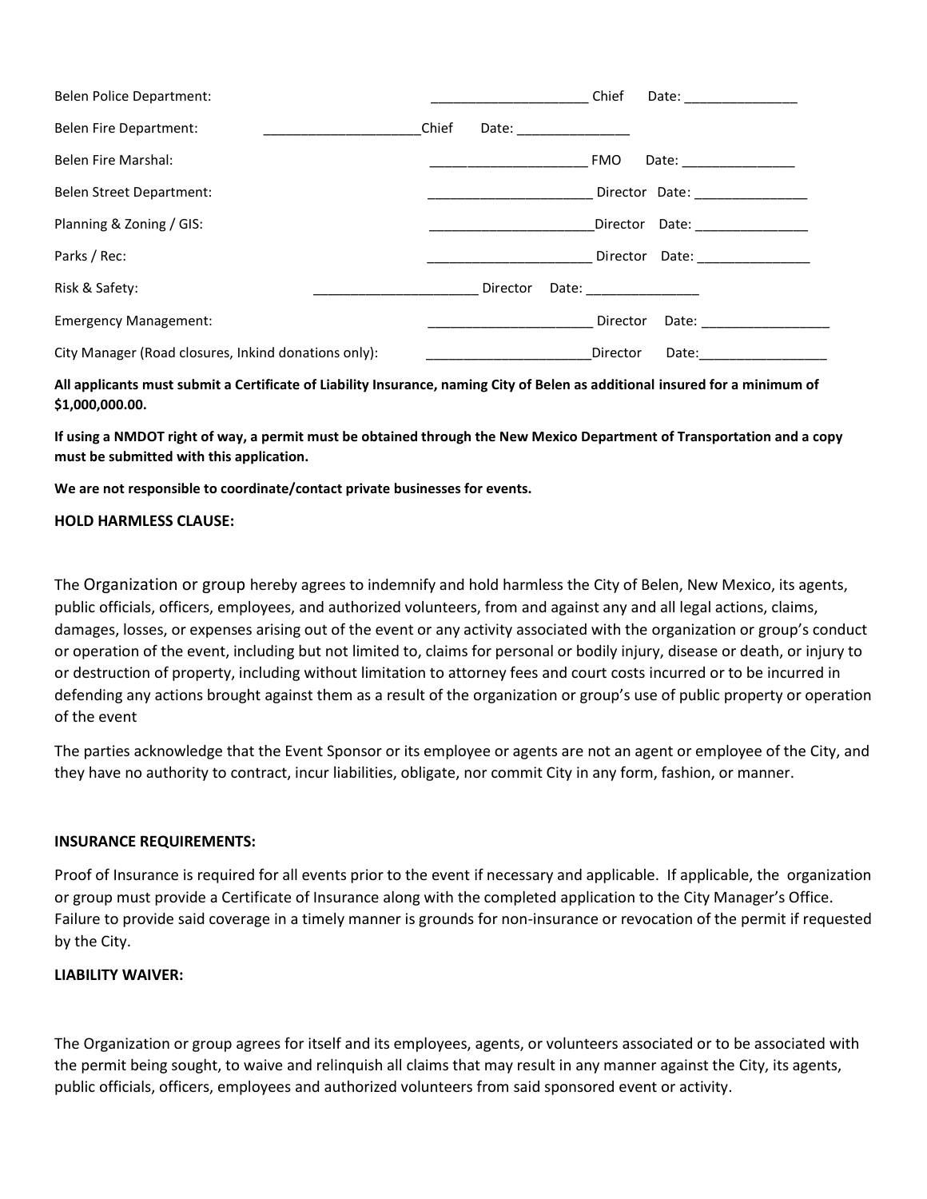Belen Police Department: _____________________ Chief Date: _______________

Belen Fire Department: _____________________Chief Date: _______________

Belen Fire Marshal: _____________________ FMO Date: _______________

Belen Street Department: ______________________ Director Date: _______________

Planning & Zoning / GIS: ______________________Director Date: _______________

Parks / Rec: ______________________ Director Date: _______________

Risk & Safety: ______________________ Director Date: _______________

Emergency Management: ______________________ Director Date: _________________

City Manager (Road closures, Inkind donations only): ______________________Director Date:_________________

**All applicants must submit a Certificate of Liability Insurance, naming City of Belen as additional insured for a minimum of $1,000,000.00.**

**If using a NMDOT right of way, a permit must be obtained through the New Mexico Department of Transportation and a copy must be submitted with this application.**

**We are not responsible to coordinate/contact private businesses for events.**

**HOLD HARMLESS CLAUSE:**

The Organization or group hereby agrees to indemnify and hold harmless the City of Belen, New Mexico, its agents, public officials, officers, employees, and authorized volunteers, from and against any and all legal actions, claims, damages, losses, or expenses arising out of the event or any activity associated with the organization or group's conduct or operation of the event, including but not limited to, claims for personal or bodily injury, disease or death, or injury to or destruction of property, including without limitation to attorney fees and court costs incurred or to be incurred in defending any actions brought against them as a result of the organization or group's use of public property or operation of the event

The parties acknowledge that the Event Sponsor or its employee or agents are not an agent or employee of the City, and they have no authority to contract, incur liabilities, obligate, nor commit City in any form, fashion, or manner.

**INSURANCE REQUIREMENTS:**

Proof of Insurance is required for all events prior to the event if necessary and applicable. If applicable, the organization or group must provide a Certificate of Insurance along with the completed application to the City Manager's Office. Failure to provide said coverage in a timely manner is grounds for non-insurance or revocation of the permit if requested by the City.

**LIABILITY WAIVER:**

The Organization or group agrees for itself and its employees, agents, or volunteers associated or to be associated with the permit being sought, to waive and relinquish all claims that may result in any manner against the City, its agents, public officials, officers, employees and authorized volunteers from said sponsored event or activity.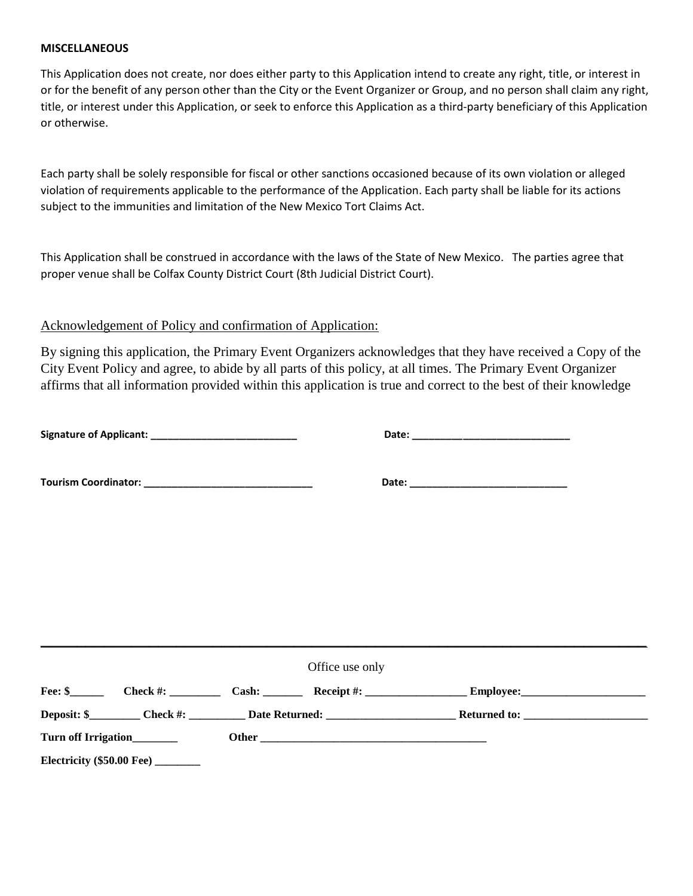**MISCELLANEOUS**

This Application does not create, nor does either party to this Application intend to create any right, title, or interest in or for the benefit of any person other than the City or the Event Organizer or Group, and no person shall claim any right, title, or interest under this Application, or seek to enforce this Application as a third-party beneficiary of this Application or otherwise.

Each party shall be solely responsible for fiscal or other sanctions occasioned because of its own violation or alleged violation of requirements applicable to the performance of the Application. Each party shall be liable for its actions subject to the immunities and limitation of the New Mexico Tort Claims Act.

This Application shall be construed in accordance with the laws of the State of New Mexico. The parties agree that proper venue shall be Colfax County District Court (8th Judicial District Court).

Acknowledgement of Policy and confirmation of Application:

By signing this application, the Primary Event Organizers acknowledges that they have received a Copy of the City Event Policy and agree, to abide by all parts of this policy, at all times. The Primary Event Organizer affirms that all information provided within this application is true and correct to the best of their knowledge

**Signature of Applicant:** ___________________________ **Date:** ______________________________

**Tourism Coordinator:** _______________________________ **Date:** ______________________________

---

Office use only

**Fee: $______ Check #: _________ Cash: _______ Receipt #: __________________ Employee:______________________**

**Deposit: $_________ Check #: __________ Date Returned: _______________________ Returned to: ______________________**

**Turn off Irrigation________ Other ________________________________________**

**Electricity ($50.00 Fee) ________**